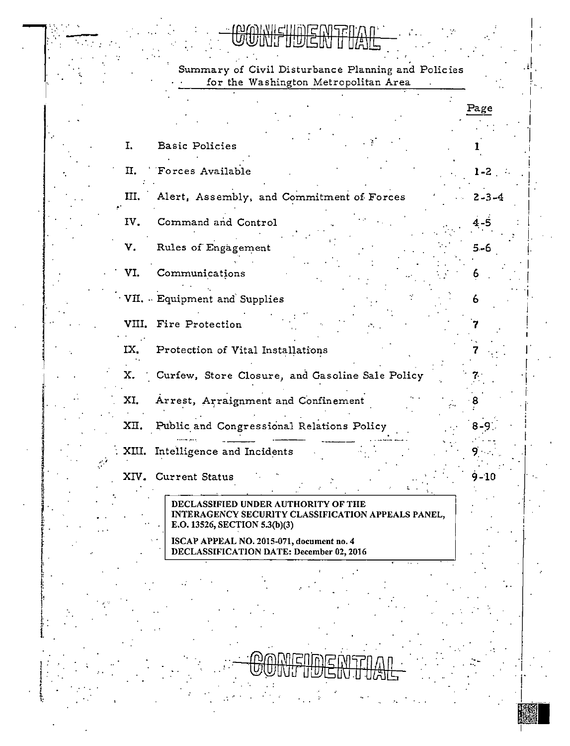CONFIDENTIAL

# Summary of Civil Disturbance Planning and Policies for the Washington Metropolitan Area

| | | Page |
|---|---|---|
| I. | Basic Policies | 1 |
| II. | Forces Available | 1-2 |
| III. | Alert, Assembly, and Commitment of Forces | 2-3-4 |
| IV. | Command and Control | 4-5 |
| V. | Rules of Engagement | 5-6 |
| VI. | Communications | 6 |
| VII. | Equipment and Supplies | 6 |
| VIII. | Fire Protection | 7 |
| IX. | Protection of Vital Installations | 7 |
| X. | Curfew, Store Closure, and Gasoline Sale Policy | 7 |
| XI. | Arrest, Arraignment and Confinement | 8 |
| XII. | Public and Congressional Relations Policy | 8-9 |
| XIII. | Intelligence and Incidents | 9 |
| XIV. | Current Status | 9-10 |

DECLASSIFIED UNDER AUTHORITY OF THE INTERAGENCY SECURITY CLASSIFICATION APPEALS PANEL, E.O. 13526, SECTION 5.3(b)(3)

ISCAP APPEAL NO. 2015-071, document no. 4
DECLASSIFICATION DATE: December 02, 2016

CONFIDENTIAL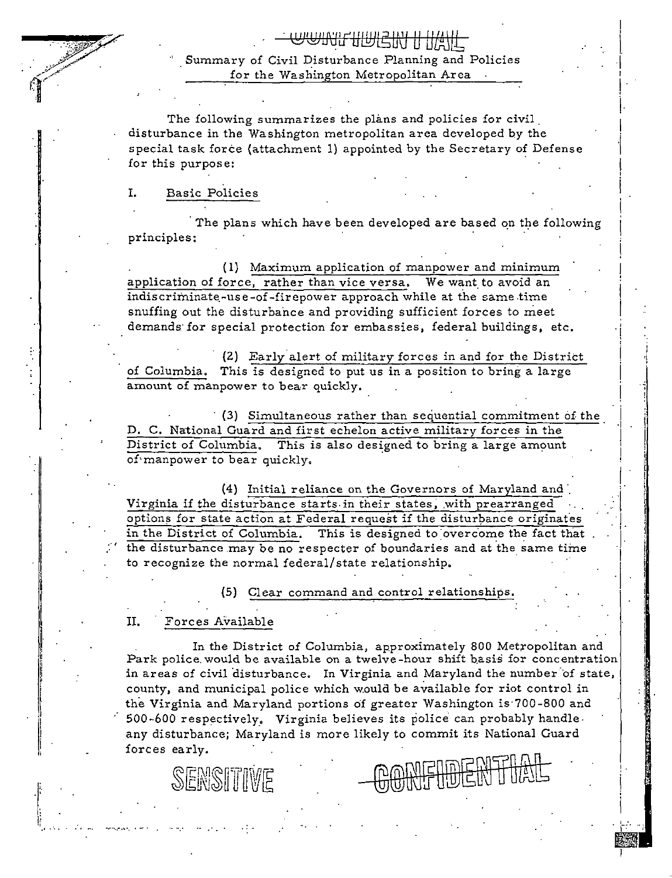CONFIDENTIAL

## Summary of Civil Disturbance Planning and Policies for the Washington Metropolitan Area

The following summarizes the plans and policies for civil disturbance in the Washington metropolitan area developed by the special task force (attachment 1) appointed by the Secretary of Defense for this purpose:

### I. Basic Policies

The plans which have been developed are based on the following principles:

(1) Maximum application of manpower and minimum application of force, rather than vice versa. We want to avoid an indiscriminate-use-of-firepower approach while at the same time snuffing out the disturbance and providing sufficient forces to meet demands for special protection for embassies, federal buildings, etc.

(2) Early alert of military forces in and for the District of Columbia. This is designed to put us in a position to bring a large amount of manpower to bear quickly.

(3) Simultaneous rather than sequential commitment of the D. C. National Guard and first echelon active military forces in the District of Columbia. This is also designed to bring a large amount of manpower to bear quickly.

(4) Initial reliance on the Governors of Maryland and Virginia if the disturbance starts in their states, with prearranged options for state action at Federal request if the disturbance originates in the District of Columbia. This is designed to overcome the fact that the disturbance may be no respecter of boundaries and at the same time to recognize the normal federal/state relationship.

(5) Clear command and control relationships.

### II. Forces Available

In the District of Columbia, approximately 800 Metropolitan and Park police would be available on a twelve-hour shift basis for concentration in areas of civil disturbance. In Virginia and Maryland the number of state, county, and municipal police which would be available for riot control in the Virginia and Maryland portions of greater Washington is 700-800 and 500-600 respectively. Virginia believes its police can probably handle any disturbance; Maryland is more likely to commit its National Guard forces early.

SENSITIVE CONFIDENTIAL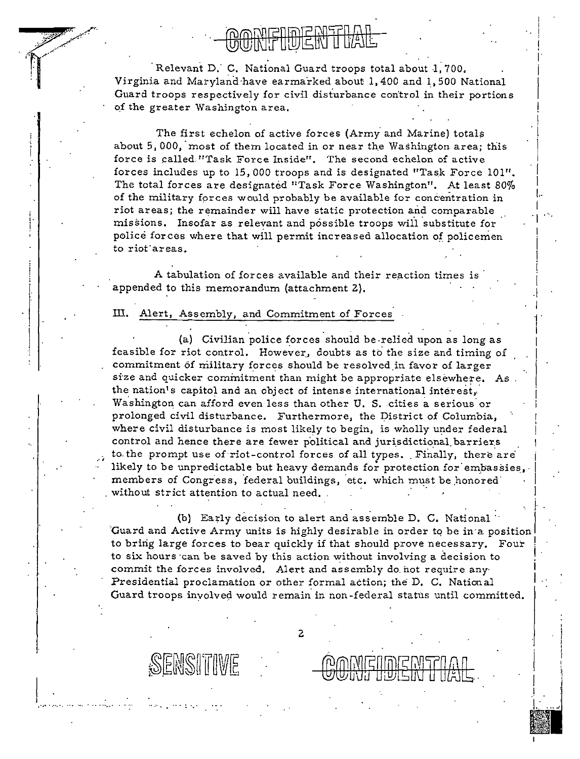Relevant D. C. National Guard troops total about 1,700. Virginia and Maryland have earmarked about 1,400 and 1,500 National Guard troops respectively for civil disturbance control in their portions of the greater Washington area.

The first echelon of active forces (Army and Marine) totals about 5,000, most of them located in or near the Washington area; this force is called "Task Force Inside". The second echelon of active forces includes up to 15,000 troops and is designated "Task Force 101". The total forces are designated "Task Force Washington". At least 80% of the military forces would probably be available for concentration in riot areas; the remainder will have static protection and comparable missions. Insofar as relevant and possible troops will substitute for police forces where that will permit increased allocation of policemen to riot areas.

A tabulation of forces available and their reaction times is appended to this memorandum (attachment 2).

## III. Alert, Assembly, and Commitment of Forces

(a) Civilian police forces should be relied upon as long as feasible for riot control. However, doubts as to the size and timing of commitment of military forces should be resolved in favor of larger size and quicker commitment than might be appropriate elsewhere. As the nation's capitol and an object of intense international interest, Washington can afford even less than other U. S. cities a serious or prolonged civil disturbance. Furthermore, the District of Columbia, where civil disturbance is most likely to begin, is wholly under federal control and hence there are fewer political and jurisdictional barriers to the prompt use of riot-control forces of all types. Finally, there are likely to be unpredictable but heavy demands for protection for embassies, members of Congress, federal buildings, etc. which must be honored without strict attention to actual need.

(b) Early decision to alert and assemble D. C. National Guard and Active Army units is highly desirable in order to be in a position to bring large forces to bear quickly if that should prove necessary. Four to six hours can be saved by this action without involving a decision to commit the forces involved. Alert and assembly do not require any Presidential proclamation or other formal action; the D. C. National Guard troops involved would remain in non-federal status until committed.

SENSITIVE

CONFIDENTIAL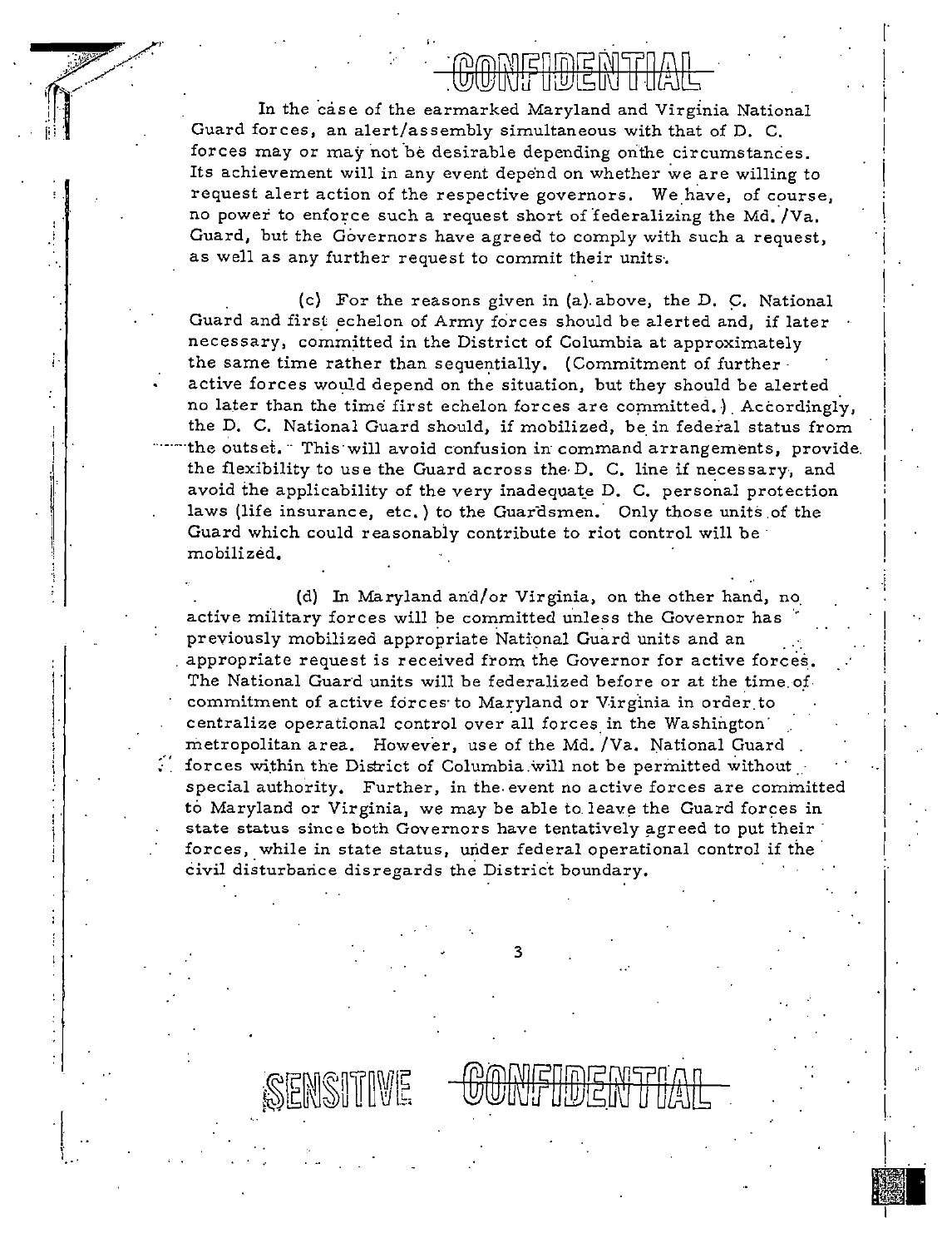CONFIDENTIAL

In the case of the earmarked Maryland and Virginia National Guard forces, an alert/assembly simultaneous with that of D. C. forces may or may not be desirable depending on the circumstances. Its achievement will in any event depend on whether we are willing to request alert action of the respective governors. We have, of course, no power to enforce such a request short of federalizing the Md./Va. Guard, but the Governors have agreed to comply with such a request, as well as any further request to commit their units.

(c) For the reasons given in (a) above, the D. C. National Guard and first echelon of Army forces should be alerted and, if later necessary, committed in the District of Columbia at approximately the same time rather than sequentially. (Commitment of further active forces would depend on the situation, but they should be alerted no later than the time first echelon forces are committed.) Accordingly, the D. C. National Guard should, if mobilized, be in federal status from the outset. This will avoid confusion in command arrangements, provide the flexibility to use the Guard across the D. C. line if necessary, and avoid the applicability of the very inadequate D. C. personal protection laws (life insurance, etc.) to the Guardsmen. Only those units of the Guard which could reasonably contribute to riot control will be mobilized.

(d) In Maryland and/or Virginia, on the other hand, no active military forces will be committed unless the Governor has previously mobilized appropriate National Guard units and an appropriate request is received from the Governor for active forces. The National Guard units will be federalized before or at the time of commitment of active forces to Maryland or Virginia in order to centralize operational control over all forces in the Washington metropolitan area. However, use of the Md./Va. National Guard forces within the District of Columbia will not be permitted without special authority. Further, in the event no active forces are committed to Maryland or Virginia, we may be able to leave the Guard forces in state status since both Governors have tentatively agreed to put their forces, while in state status, under federal operational control if the civil disturbance disregards the District boundary.

SENSITIVE CONFIDENTIAL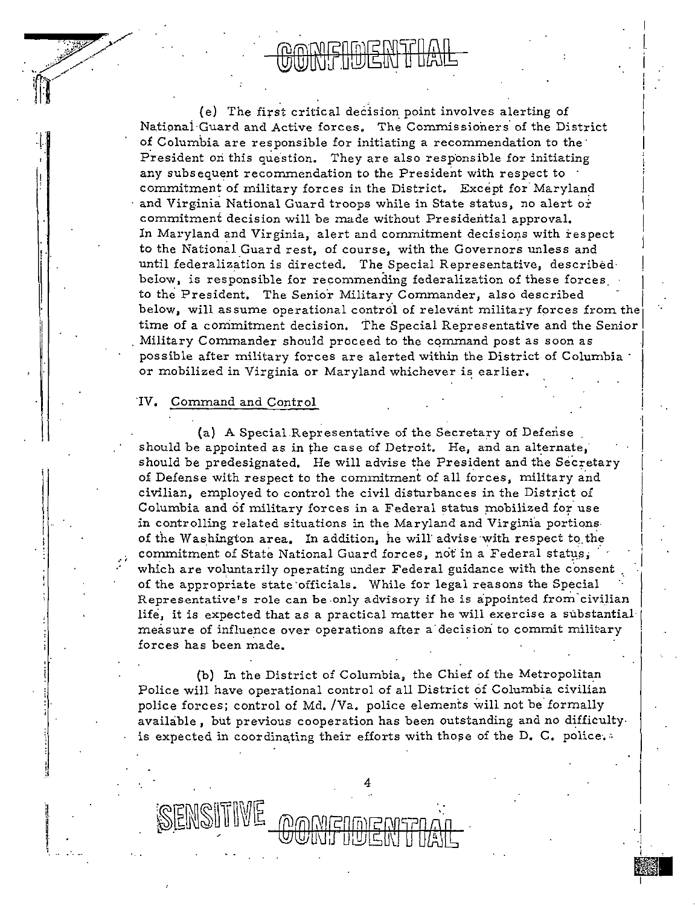CONFIDENTIAL

(e) The first critical decision point involves alerting of National Guard and Active forces. The Commissioners of the District of Columbia are responsible for initiating a recommendation to the President on this question. They are also responsible for initiating any subsequent recommendation to the President with respect to commitment of military forces in the District. Except for Maryland and Virginia National Guard troops while in State status, no alert or commitment decision will be made without Presidential approval. In Maryland and Virginia, alert and commitment decisions with respect to the National Guard rest, of course, with the Governors unless and until federalization is directed. The Special Representative, described below, is responsible for recommending federalization of these forces to the President. The Senior Military Commander, also described below, will assume operational control of relevant military forces from the time of a commitment decision. The Special Representative and the Senior Military Commander should proceed to the command post as soon as possible after military forces are alerted within the District of Columbia or mobilized in Virginia or Maryland whichever is earlier.

## IV. Command and Control

(a) A Special Representative of the Secretary of Defense should be appointed as in the case of Detroit. He, and an alternate, should be predesignated. He will advise the President and the Secretary of Defense with respect to the commitment of all forces, military and civilian, employed to control the civil disturbances in the District of Columbia and of military forces in a Federal status mobilized for use in controlling related situations in the Maryland and Virginia portions of the Washington area. In addition, he will advise with respect to the commitment of State National Guard forces, not in a Federal status, which are voluntarily operating under Federal guidance with the consent of the appropriate state officials. While for legal reasons the Special Representative's role can be only advisory if he is appointed from civilian life, it is expected that as a practical matter he will exercise a substantial measure of influence over operations after a decision to commit military forces has been made.

(b) In the District of Columbia, the Chief of the Metropolitan Police will have operational control of all District of Columbia civilian police forces; control of Md./Va. police elements will not be formally available, but previous cooperation has been outstanding and no difficulty is expected in coordinating their efforts with those of the D. C. police.

SENSITIVE CONFIDENTIAL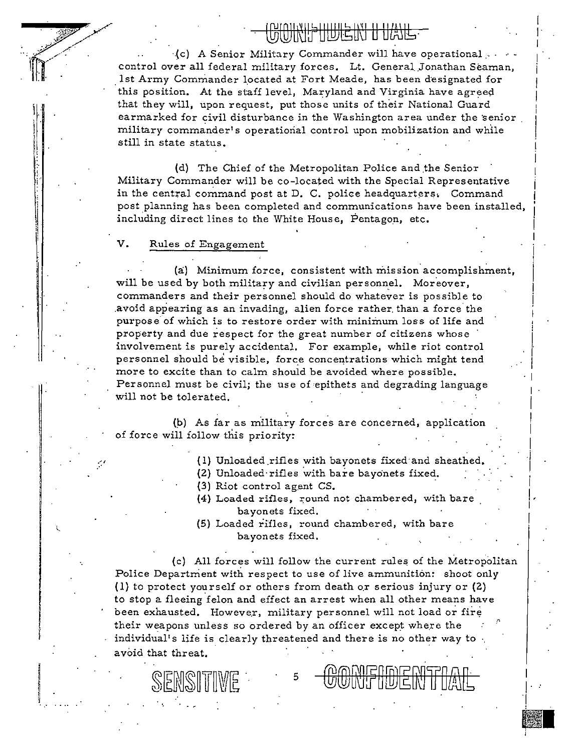(c) A Senior Military Commander will have operational control over all federal military forces. Lt. General Jonathan Seaman, 1st Army Commander located at Fort Meade, has been designated for this position. At the staff level, Maryland and Virginia have agreed that they will, upon request, put those units of their National Guard earmarked for civil disturbance in the Washington area under the senior military commander's operational control upon mobilization and while still in state status.

(d) The Chief of the Metropolitan Police and the Senior Military Commander will be co-located with the Special Representative in the central command post at D. C. police headquarters. Command post planning has been completed and communications have been installed, including direct lines to the White House, Pentagon, etc.

## V. Rules of Engagement

(a) Minimum force, consistent with mission accomplishment, will be used by both military and civilian personnel. Moreover, commanders and their personnel should do whatever is possible to avoid appearing as an invading, alien force rather than a force the purpose of which is to restore order with minimum loss of life and property and due respect for the great number of citizens whose involvement is purely accidental. For example, while riot control personnel should be visible, force concentrations which might tend more to excite than to calm should be avoided where possible. Personnel must be civil; the use of epithets and degrading language will not be tolerated.

(b) As far as military forces are concerned, application of force will follow this priority:

(1) Unloaded rifles with bayonets fixed and sheathed.
(2) Unloaded rifles with bare bayonets fixed.
(3) Riot control agent CS.
(4) Loaded rifles, round not chambered, with bare bayonets fixed.
(5) Loaded rifles, round chambered, with bare bayonets fixed.

(c) All forces will follow the current rules of the Metropolitan Police Department with respect to use of live ammunition: shoot only (1) to protect yourself or others from death or serious injury or (2) to stop a fleeing felon and effect an arrest when all other means have been exhausted. However, military personnel will not load or fire their weapons unless so ordered by an officer except where the individual's life is clearly threatened and there is no other way to avoid that threat.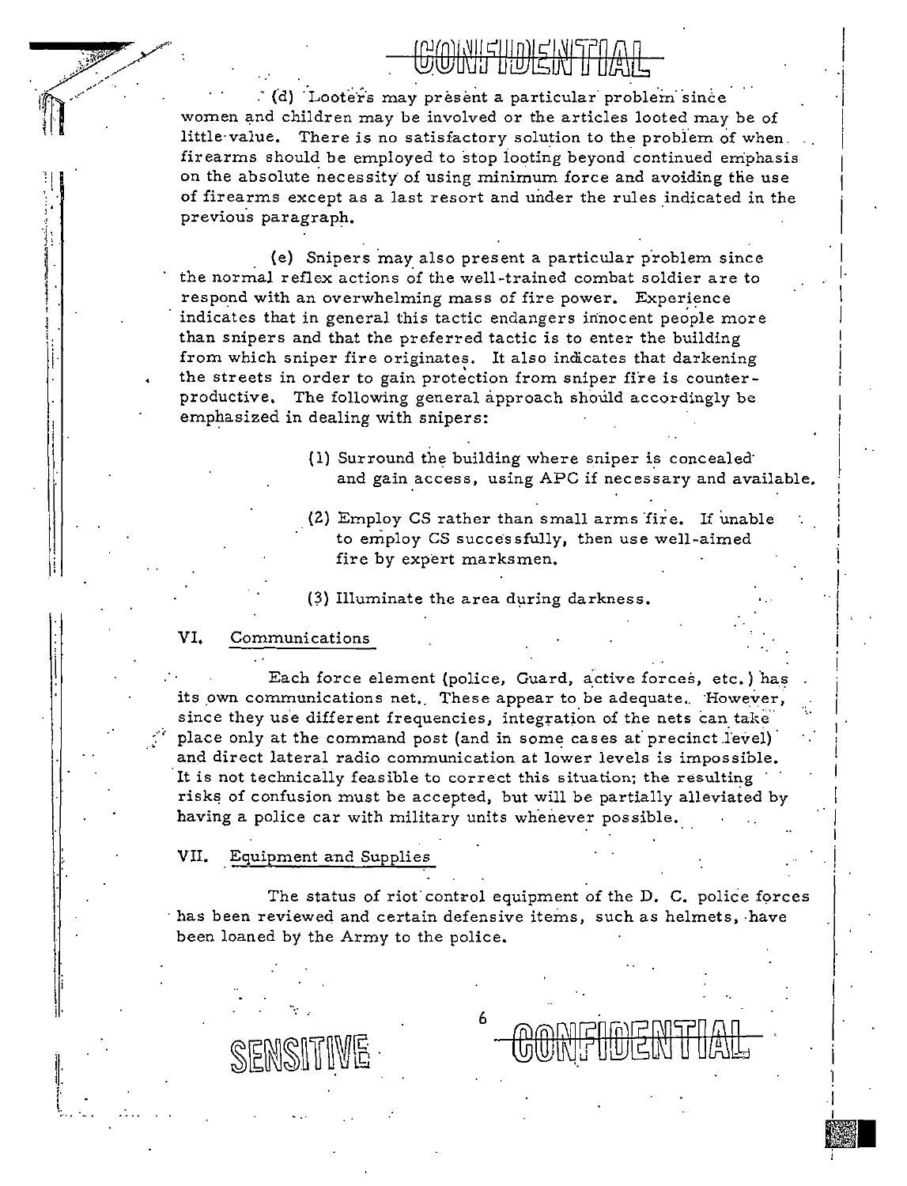(d) Looters may present a particular problem since women and children may be involved or the articles looted may be of little value. There is no satisfactory solution to the problem of when firearms should be employed to stop looting beyond continued emphasis on the absolute necessity of using minimum force and avoiding the use of firearms except as a last resort and under the rules indicated in the previous paragraph.

(e) Snipers may also present a particular problem since the normal reflex actions of the well-trained combat soldier are to respond with an overwhelming mass of fire power. Experience indicates that in general this tactic endangers innocent people more than snipers and that the preferred tactic is to enter the building from which sniper fire originates. It also indicates that darkening the streets in order to gain protection from sniper fire is counter-productive. The following general approach should accordingly be emphasized in dealing with snipers:

(1) Surround the building where sniper is concealed and gain access, using APC if necessary and available.

(2) Employ CS rather than small arms fire. If unable to employ CS successfully, then use well-aimed fire by expert marksmen.

(3) Illuminate the area during darkness.

## VI. Communications

Each force element (police, Guard, active forces, etc.) has its own communications net. These appear to be adequate. However, since they use different frequencies, integration of the nets can take place only at the command post (and in some cases at precinct level) and direct lateral radio communication at lower levels is impossible. It is not technically feasible to correct this situation; the resulting risks of confusion must be accepted, but will be partially alleviated by having a police car with military units whenever possible.

## VII. Equipment and Supplies

The status of riot control equipment of the D. C. police forces has been reviewed and certain defensive items, such as helmets, have been loaned by the Army to the police.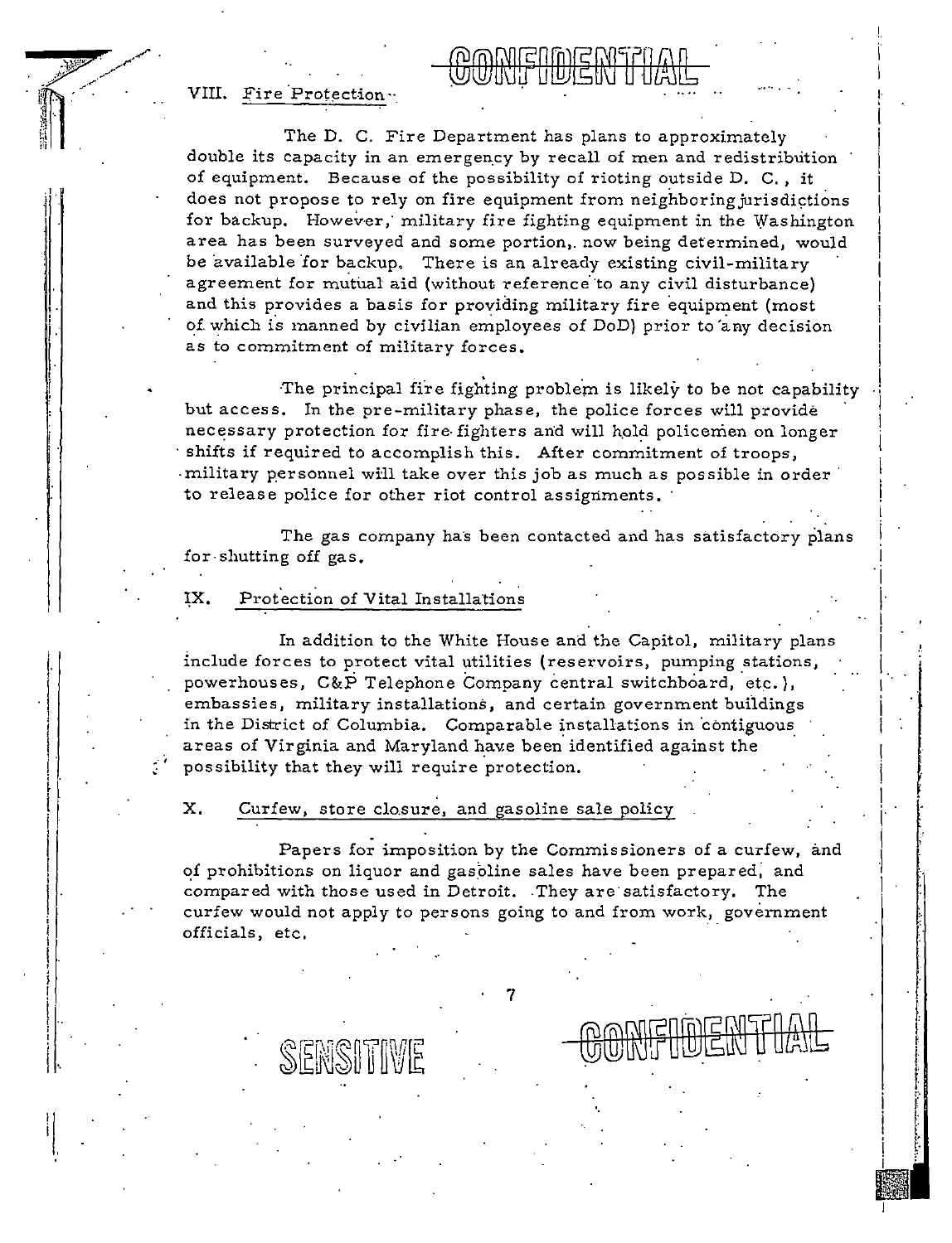CONFIDENTIAL

## VIII. Fire Protection

The D. C. Fire Department has plans to approximately double its capacity in an emergency by recall of men and redistribution of equipment. Because of the possibility of rioting outside D. C., it does not propose to rely on fire equipment from neighboring jurisdictions for backup. However, military fire fighting equipment in the Washington area has been surveyed and some portion, now being determined, would be available for backup. There is an already existing civil-military agreement for mutual aid (without reference to any civil disturbance) and this provides a basis for providing military fire equipment (most of which is manned by civilian employees of DoD) prior to any decision as to commitment of military forces.

The principal fire fighting problem is likely to be not capability but access. In the pre-military phase, the police forces will provide necessary protection for fire fighters and will hold policemen on longer shifts if required to accomplish this. After commitment of troops, military personnel will take over this job as much as possible in order to release police for other riot control assignments.

The gas company has been contacted and has satisfactory plans for shutting off gas.

## IX. Protection of Vital Installations

In addition to the White House and the Capitol, military plans include forces to protect vital utilities (reservoirs, pumping stations, powerhouses, C&P Telephone Company central switchboard, etc.), embassies, military installations, and certain government buildings in the District of Columbia. Comparable installations in contiguous areas of Virginia and Maryland have been identified against the possibility that they will require protection.

## X. Curfew, store closure, and gasoline sale policy

Papers for imposition by the Commissioners of a curfew, and of prohibitions on liquor and gasoline sales have been prepared, and compared with those used in Detroit. They are satisfactory. The curfew would not apply to persons going to and from work, government officials, etc.

SENSITIVE

CONFIDENTIAL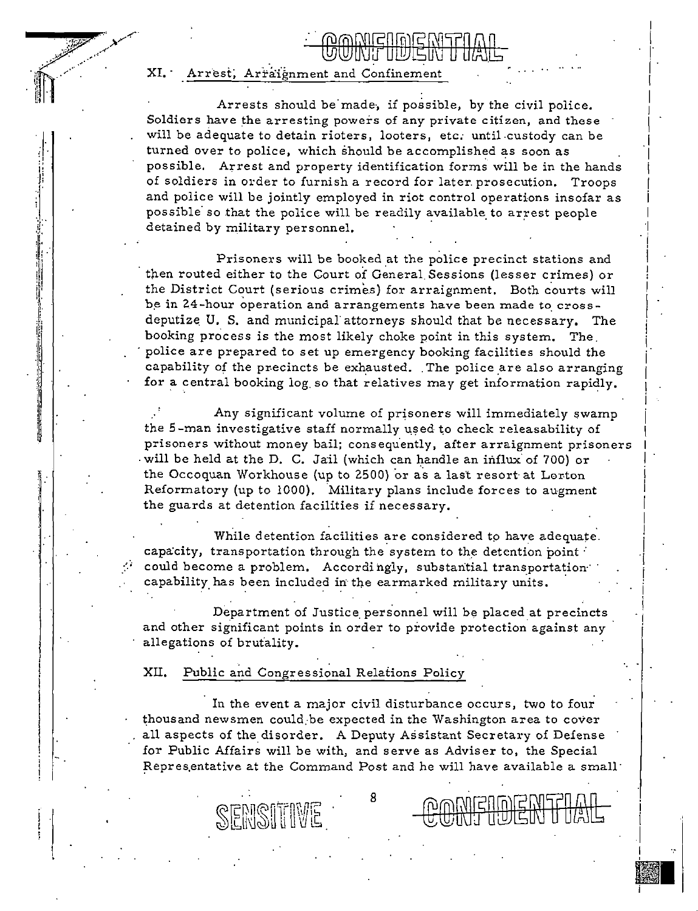CONFIDENTIAL

## XI. Arrest, Arraignment and Confinement

Arrests should be made, if possible, by the civil police. Soldiers have the arresting powers of any private citizen, and these will be adequate to detain rioters, looters, etc. until custody can be turned over to police, which should be accomplished as soon as possible. Arrest and property identification forms will be in the hands of soldiers in order to furnish a record for later prosecution. Troops and police will be jointly employed in riot control operations insofar as possible so that the police will be readily available to arrest people detained by military personnel.

Prisoners will be booked at the police precinct stations and then routed either to the Court of General Sessions (lesser crimes) or the District Court (serious crimes) for arraignment. Both courts will be in 24-hour operation and arrangements have been made to cross-deputize U. S. and municipal attorneys should that be necessary. The booking process is the most likely choke point in this system. The police are prepared to set up emergency booking facilities should the capability of the precincts be exhausted. The police are also arranging for a central booking log so that relatives may get information rapidly.

Any significant volume of prisoners will immediately swamp the 5-man investigative staff normally used to check releasability of prisoners without money bail; consequently, after arraignment prisoners will be held at the D. C. Jail (which can handle an influx of 700) or the Occoquan Workhouse (up to 2500) or as a last resort at Lorton Reformatory (up to 1000). Military plans include forces to augment the guards at detention facilities if necessary.

While detention facilities are considered to have adequate capacity, transportation through the system to the detention point could become a problem. Accordingly, substantial transportation capability has been included in the earmarked military units.

Department of Justice personnel will be placed at precincts and other significant points in order to provide protection against any allegations of brutality.

## XII. Public and Congressional Relations Policy

In the event a major civil disturbance occurs, two to four thousand newsmen could be expected in the Washington area to cover all aspects of the disorder. A Deputy Assistant Secretary of Defense for Public Affairs will be with, and serve as Adviser to, the Special Representative at the Command Post and he will have available a small

SENSITIVE

CONFIDENTIAL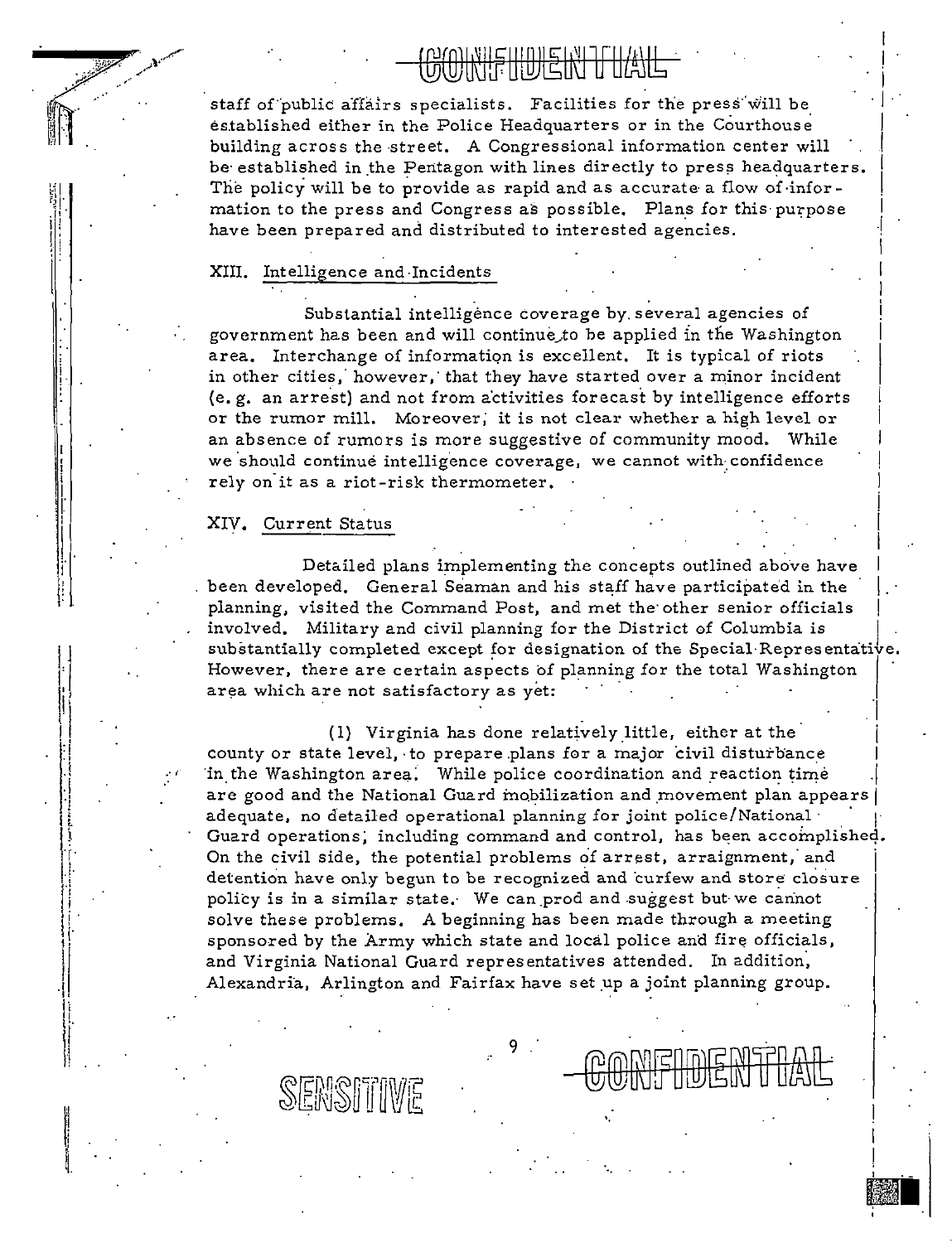staff of public affairs specialists. Facilities for the press will be established either in the Police Headquarters or in the Courthouse building across the street. A Congressional information center will be established in the Pentagon with lines directly to press headquarters. The policy will be to provide as rapid and as accurate a flow of information to the press and Congress as possible. Plans for this purpose have been prepared and distributed to interested agencies.

## XIII. Intelligence and Incidents

Substantial intelligence coverage by several agencies of government has been and will continue to be applied in the Washington area. Interchange of information is excellent. It is typical of riots in other cities, however, that they have started over a minor incident (e.g. an arrest) and not from activities forecast by intelligence efforts or the rumor mill. Moreover, it is not clear whether a high level or an absence of rumors is more suggestive of community mood. While we should continue intelligence coverage, we cannot with confidence rely on it as a riot-risk thermometer.

## XIV. Current Status

Detailed plans implementing the concepts outlined above have been developed. General Seaman and his staff have participated in the planning, visited the Command Post, and met the other senior officials involved. Military and civil planning for the District of Columbia is substantially completed except for designation of the Special Representative. However, there are certain aspects of planning for the total Washington area which are not satisfactory as yet:

(1) Virginia has done relatively little, either at the county or state level, to prepare plans for a major civil disturbance in the Washington area. While police coordination and reaction time are good and the National Guard mobilization and movement plan appears adequate, no detailed operational planning for joint police/National Guard operations, including command and control, has been accomplished. On the civil side, the potential problems of arrest, arraignment, and detention have only begun to be recognized and curfew and store closure policy is in a similar state. We can prod and suggest but we cannot solve these problems. A beginning has been made through a meeting sponsored by the Army which state and local police and fire officials, and Virginia National Guard representatives attended. In addition, Alexandria, Arlington and Fairfax have set up a joint planning group.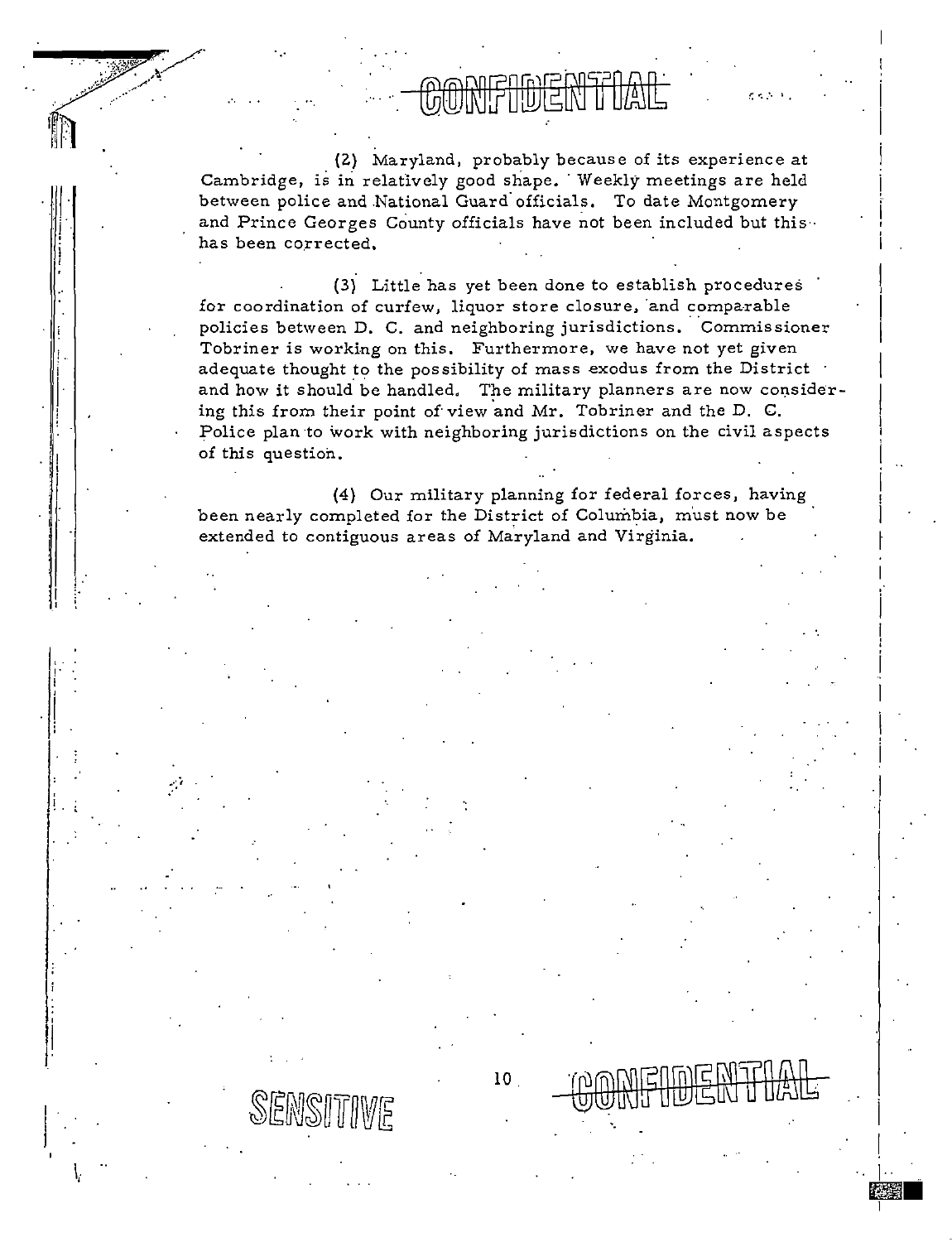CONFIDENTIAL

(2) Maryland, probably because of its experience at Cambridge, is in relatively good shape. Weekly meetings are held between police and National Guard officials. To date Montgomery and Prince Georges County officials have not been included but this has been corrected.

(3) Little has yet been done to establish procedures for coordination of curfew, liquor store closure, and comparable policies between D. C. and neighboring jurisdictions. Commissioner Tobriner is working on this. Furthermore, we have not yet given adequate thought to the possibility of mass exodus from the District and how it should be handled. The military planners are now considering this from their point of view and Mr. Tobriner and the D. C. Police plan to work with neighboring jurisdictions on the civil aspects of this question.

(4) Our military planning for federal forces, having been nearly completed for the District of Columbia, must now be extended to contiguous areas of Maryland and Virginia.

SENSITIVE

CONFIDENTIAL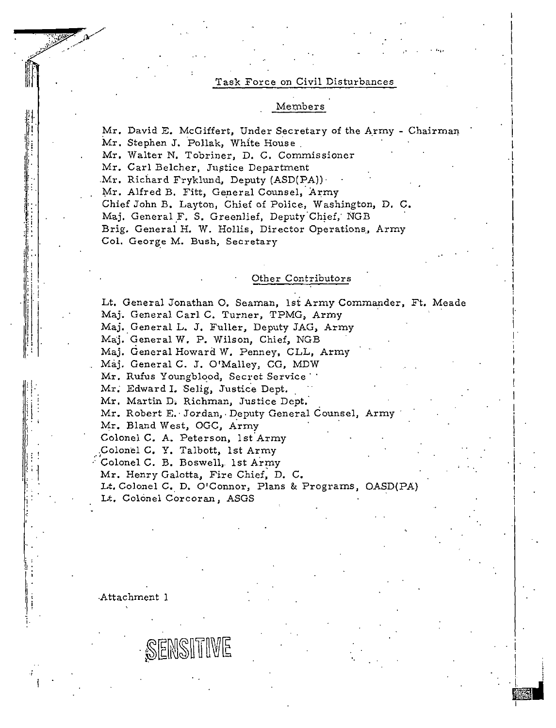## Task Force on Civil Disturbances

### Members

Mr. David E. McGiffert, Under Secretary of the Army - Chairman
Mr. Stephen J. Pollak, White House
Mr. Walter N. Tobriner, D. C. Commissioner
Mr. Carl Belcher, Justice Department
Mr. Richard Fryklund, Deputy (ASD(PA))
Mr. Alfred B. Fitt, General Counsel, Army
Chief John B. Layton, Chief of Police, Washington, D. C.
Maj. General F. S. Greenlief, Deputy Chief, NGB
Brig. General H. W. Hollis, Director Operations, Army
Col. George M. Bush, Secretary

### Other Contributors

Lt. General Jonathan O. Seaman, 1st Army Commander, Ft. Meade
Maj. General Carl C. Turner, TPMG, Army
Maj. General L. J. Fuller, Deputy JAG, Army
Maj. General W. P. Wilson, Chief, NGB
Maj. General Howard W. Penney, CLL, Army
Maj. General C. J. O'Malley, CG, MDW
Mr. Rufus Youngblood, Secret Service
Mr. Edward I. Selig, Justice Dept.
Mr. Martin D. Richman, Justice Dept.
Mr. Robert E. Jordan, Deputy General Counsel, Army
Mr. Bland West, OGC, Army
Colonel C. A. Peterson, 1st Army
Colonel C. Y. Talbott, 1st Army
Colonel C. B. Boswell, 1st Army
Mr. Henry Galotta, Fire Chief, D. C.
Lt. Colonel C. D. O'Connor, Plans & Programs, OASD(PA)
Lt. Colonel Corcoran, ASGS

Attachment 1

SENSITIVE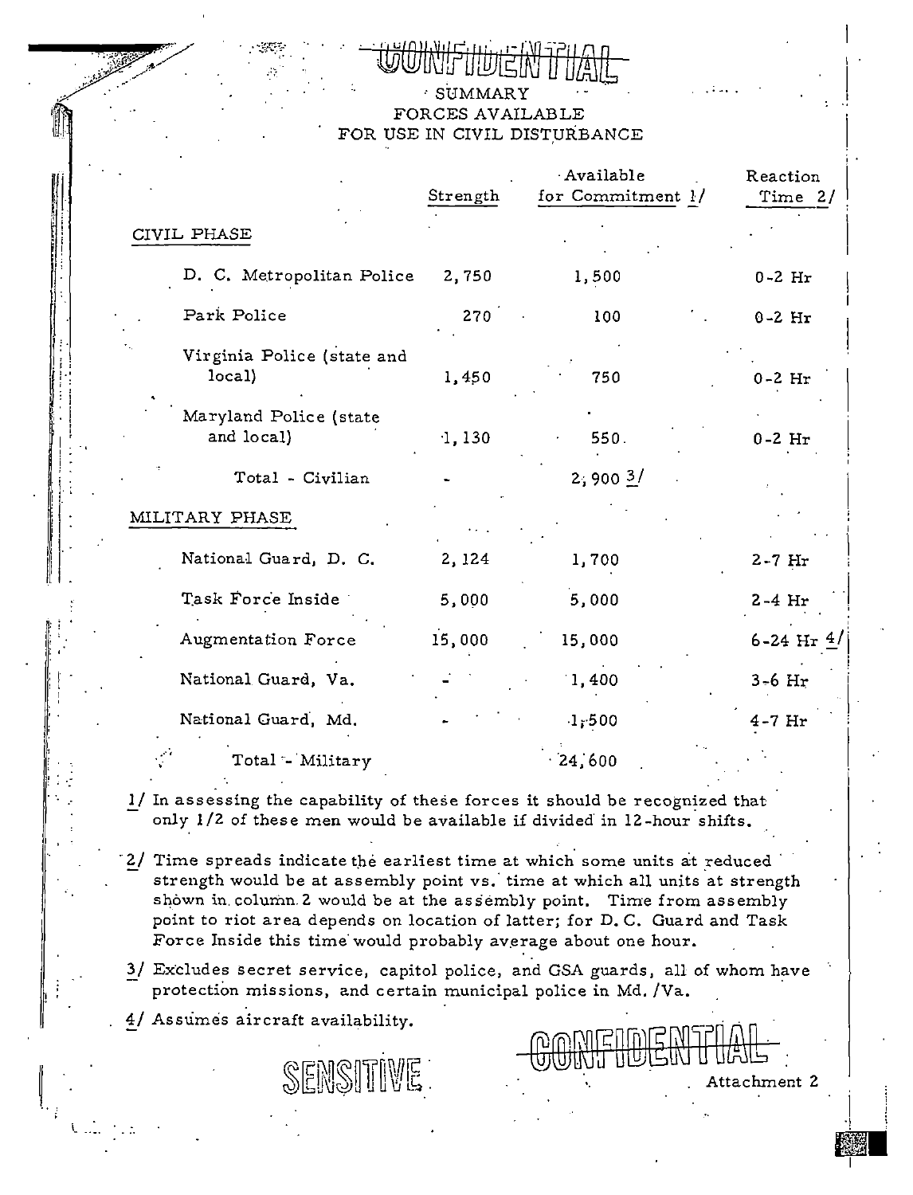CONFIDENTIAL

# SUMMARY
## FORCES AVAILABLE FOR USE IN CIVIL DISTURBANCE

| | Strength | Available for Commitment 1/ | Reaction Time 2/ |
|---|---|---|---|
| **CIVIL PHASE** | | | |
| D. C. Metropolitan Police | 2,750 | 1,500 | 0-2 Hr |
| Park Police | 270 | 100 | 0-2 Hr |
| Virginia Police (state and local) | 1,450 | 750 | 0-2 Hr |
| Maryland Police (state and local) | 1,130 | 550 | 0-2 Hr |
| Total - Civilian | - | 2,900 3/ | |
| **MILITARY PHASE** | | | |
| National Guard, D. C. | 2,124 | 1,700 | 2-7 Hr |
| Task Force Inside | 5,000 | 5,000 | 2-4 Hr |
| Augmentation Force | 15,000 | 15,000 | 6-24 Hr 4/ |
| National Guard, Va. | - | 1,400 | 3-6 Hr |
| National Guard, Md. | - | 1,500 | 4-7 Hr |
| Total - Military | | 24,600 | |

1/ In assessing the capability of these forces it should be recognized that only 1/2 of these men would be available if divided in 12-hour shifts.

2/ Time spreads indicate the earliest time at which some units at reduced strength would be at assembly point vs. time at which all units at strength shown in column 2 would be at the assembly point. Time from assembly point to riot area depends on location of latter; for D. C. Guard and Task Force Inside this time would probably average about one hour.

3/ Excludes secret service, capitol police, and GSA guards, all of whom have protection missions, and certain municipal police in Md./Va.

4/ Assumes aircraft availability.

SENSITIVE

CONFIDENTIAL

Attachment 2